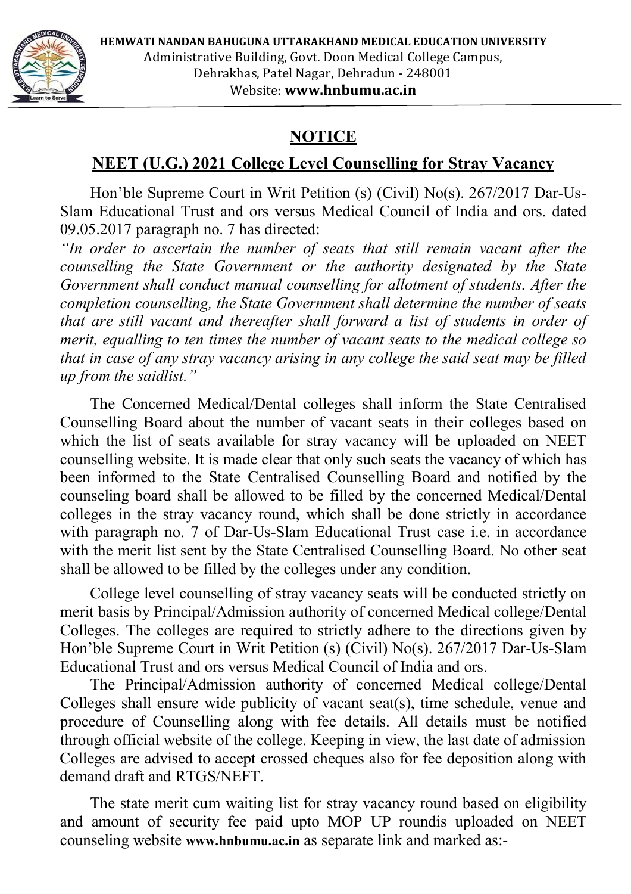**HEMWATI NANDAN BAHUGUNA UTTARAKHAND MEDICAL EDUCATION UNIVERSITY**
Administrative Building, Govt. Doon Medical College Campus,
Dehrakhas, Patel Nagar, Dehradun - 248001
Website: **www.hnbumu.ac.in**

# NOTICE

## NEET (U.G.) 2021 College Level Counselling for Stray Vacancy

Hon'ble Supreme Court in Writ Petition (s) (Civil) No(s). 267/2017 Dar-Us-Slam Educational Trust and ors versus Medical Council of India and ors. dated 09.05.2017 paragraph no. 7 has directed:

*"In order to ascertain the number of seats that still remain vacant after the counselling the State Government or the authority designated by the State Government shall conduct manual counselling for allotment of students. After the completion counselling, the State Government shall determine the number of seats that are still vacant and thereafter shall forward a list of students in order of merit, equalling to ten times the number of vacant seats to the medical college so that in case of any stray vacancy arising in any college the said seat may be filled up from the saidlist."*

The Concerned Medical/Dental colleges shall inform the State Centralised Counselling Board about the number of vacant seats in their colleges based on which the list of seats available for stray vacancy will be uploaded on NEET counselling website. It is made clear that only such seats the vacancy of which has been informed to the State Centralised Counselling Board and notified by the counseling board shall be allowed to be filled by the concerned Medical/Dental colleges in the stray vacancy round, which shall be done strictly in accordance with paragraph no. 7 of Dar-Us-Slam Educational Trust case i.e. in accordance with the merit list sent by the State Centralised Counselling Board. No other seat shall be allowed to be filled by the colleges under any condition.

College level counselling of stray vacancy seats will be conducted strictly on merit basis by Principal/Admission authority of concerned Medical college/Dental Colleges. The colleges are required to strictly adhere to the directions given by Hon'ble Supreme Court in Writ Petition (s) (Civil) No(s). 267/2017 Dar-Us-Slam Educational Trust and ors versus Medical Council of India and ors.

The Principal/Admission authority of concerned Medical college/Dental Colleges shall ensure wide publicity of vacant seat(s), time schedule, venue and procedure of Counselling along with fee details. All details must be notified through official website of the college. Keeping in view, the last date of admission Colleges are advised to accept crossed cheques also for fee deposition along with demand draft and RTGS/NEFT.

The state merit cum waiting list for stray vacancy round based on eligibility and amount of security fee paid upto MOP UP roundis uploaded on NEET counseling website **www.hnbumu.ac.in** as separate link and marked as:-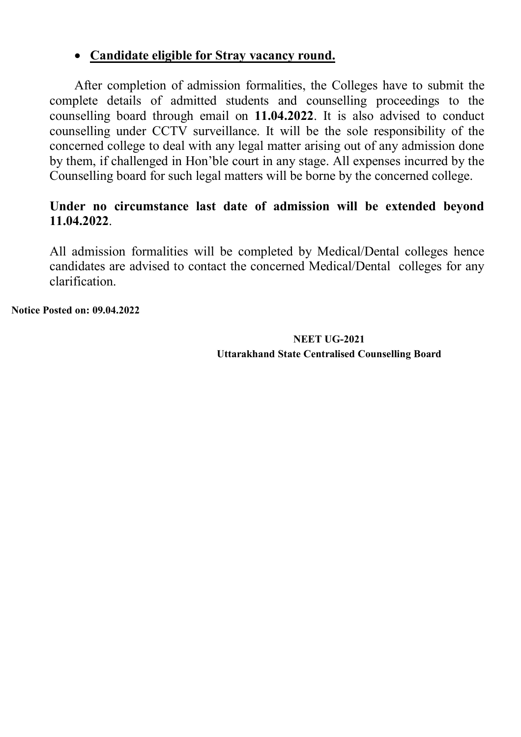- **Candidate eligible for Stray vacancy round.**

After completion of admission formalities, the Colleges have to submit the complete details of admitted students and counselling proceedings to the counselling board through email on **11.04.2022**. It is also advised to conduct counselling under CCTV surveillance. It will be the sole responsibility of the concerned college to deal with any legal matter arising out of any admission done by them, if challenged in Hon'ble court in any stage. All expenses incurred by the Counselling board for such legal matters will be borne by the concerned college.

**Under no circumstance last date of admission will be extended beyond 11.04.2022**.

All admission formalities will be completed by Medical/Dental colleges hence candidates are advised to contact the concerned Medical/Dental colleges for any clarification.

**Notice Posted on: 09.04.2022**

**NEET UG-2021**
**Uttarakhand State Centralised Counselling Board**